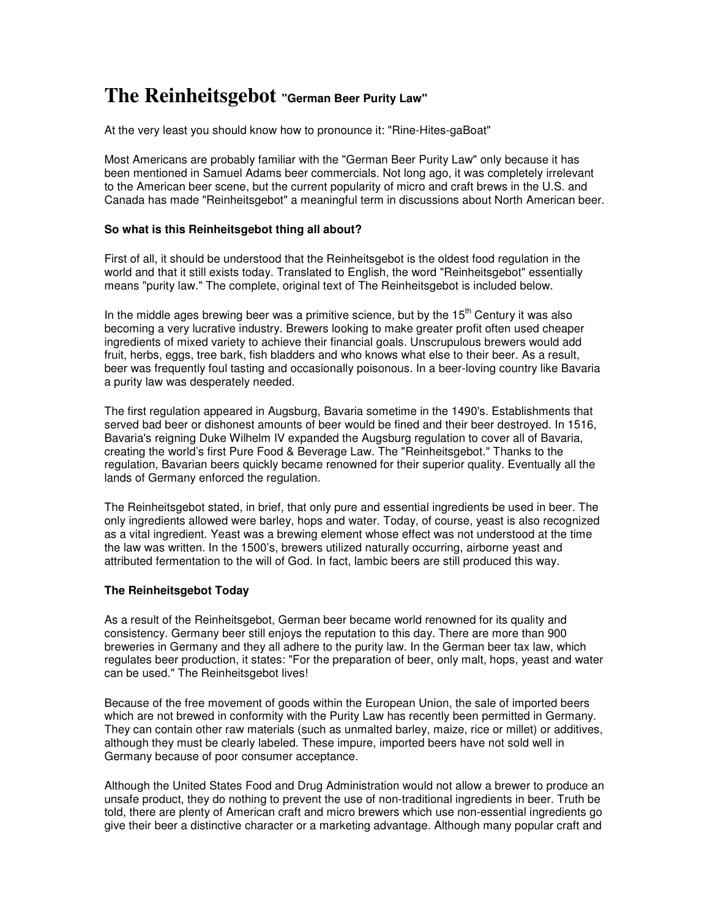# The Reinheitsgebot "German Beer Purity Law"

At the very least you should know how to pronounce it: "Rine-Hites-gaBoat"

Most Americans are probably familiar with the "German Beer Purity Law" only because it has been mentioned in Samuel Adams beer commercials. Not long ago, it was completely irrelevant to the American beer scene, but the current popularity of micro and craft brews in the U.S. and Canada has made "Reinheitsgebot" a meaningful term in discussions about North American beer.

**So what is this Reinheitsgebot thing all about?**

First of all, it should be understood that the Reinheitsgebot is the oldest food regulation in the world and that it still exists today. Translated to English, the word "Reinheitsgebot" essentially means "purity law." The complete, original text of The Reinheitsgebot is included below.

In the middle ages brewing beer was a primitive science, but by the 15th Century it was also becoming a very lucrative industry. Brewers looking to make greater profit often used cheaper ingredients of mixed variety to achieve their financial goals. Unscrupulous brewers would add fruit, herbs, eggs, tree bark, fish bladders and who knows what else to their beer. As a result, beer was frequently foul tasting and occasionally poisonous. In a beer-loving country like Bavaria a purity law was desperately needed.

The first regulation appeared in Augsburg, Bavaria sometime in the 1490's. Establishments that served bad beer or dishonest amounts of beer would be fined and their beer destroyed. In 1516, Bavaria's reigning Duke Wilhelm IV expanded the Augsburg regulation to cover all of Bavaria, creating the world's first Pure Food & Beverage Law. The "Reinheitsgebot." Thanks to the regulation, Bavarian beers quickly became renowned for their superior quality. Eventually all the lands of Germany enforced the regulation.

The Reinheitsgebot stated, in brief, that only pure and essential ingredients be used in beer. The only ingredients allowed were barley, hops and water. Today, of course, yeast is also recognized as a vital ingredient. Yeast was a brewing element whose effect was not understood at the time the law was written. In the 1500's, brewers utilized naturally occurring, airborne yeast and attributed fermentation to the will of God. In fact, lambic beers are still produced this way.

**The Reinheitsgebot Today**

As a result of the Reinheitsgebot, German beer became world renowned for its quality and consistency. Germany beer still enjoys the reputation to this day. There are more than 900 breweries in Germany and they all adhere to the purity law. In the German beer tax law, which regulates beer production, it states: "For the preparation of beer, only malt, hops, yeast and water can be used." The Reinheitsgebot lives!

Because of the free movement of goods within the European Union, the sale of imported beers which are not brewed in conformity with the Purity Law has recently been permitted in Germany. They can contain other raw materials (such as unmalted barley, maize, rice or millet) or additives, although they must be clearly labeled. These impure, imported beers have not sold well in Germany because of poor consumer acceptance.

Although the United States Food and Drug Administration would not allow a brewer to produce an unsafe product, they do nothing to prevent the use of non-traditional ingredients in beer. Truth be told, there are plenty of American craft and micro brewers which use non-essential ingredients go give their beer a distinctive character or a marketing advantage. Although many popular craft and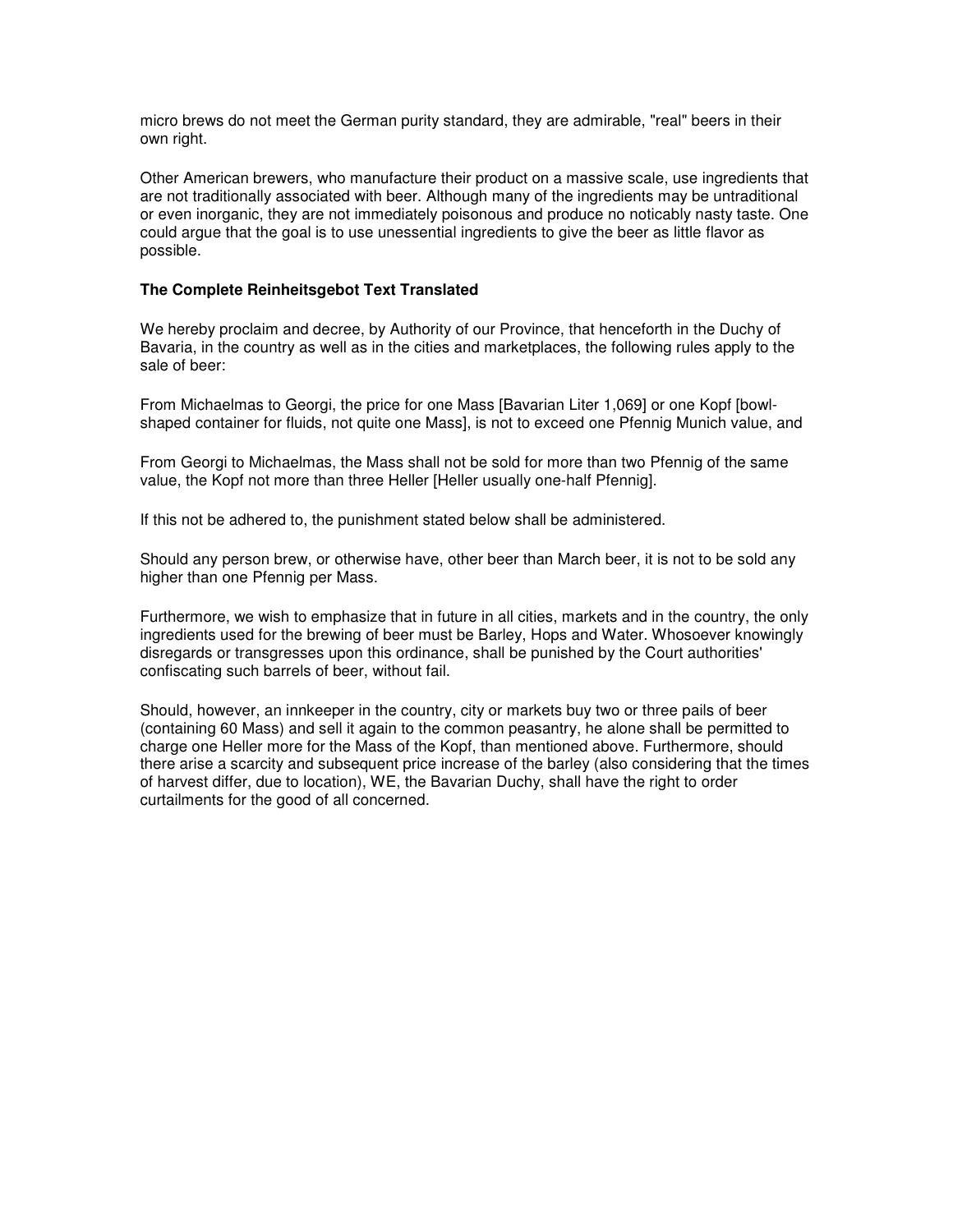micro brews do not meet the German purity standard, they are admirable, "real" beers in their own right.

Other American brewers, who manufacture their product on a massive scale, use ingredients that are not traditionally associated with beer. Although many of the ingredients may be untraditional or even inorganic, they are not immediately poisonous and produce no noticably nasty taste. One could argue that the goal is to use unessential ingredients to give the beer as little flavor as possible.

**The Complete Reinheitsgebot Text Translated**

We hereby proclaim and decree, by Authority of our Province, that henceforth in the Duchy of Bavaria, in the country as well as in the cities and marketplaces, the following rules apply to the sale of beer:

From Michaelmas to Georgi, the price for one Mass [Bavarian Liter 1,069] or one Kopf [bowl-shaped container for fluids, not quite one Mass], is not to exceed one Pfennig Munich value, and

From Georgi to Michaelmas, the Mass shall not be sold for more than two Pfennig of the same value, the Kopf not more than three Heller [Heller usually one-half Pfennig].

If this not be adhered to, the punishment stated below shall be administered.

Should any person brew, or otherwise have, other beer than March beer, it is not to be sold any higher than one Pfennig per Mass.

Furthermore, we wish to emphasize that in future in all cities, markets and in the country, the only ingredients used for the brewing of beer must be Barley, Hops and Water. Whosoever knowingly disregards or transgresses upon this ordinance, shall be punished by the Court authorities' confiscating such barrels of beer, without fail.

Should, however, an innkeeper in the country, city or markets buy two or three pails of beer (containing 60 Mass) and sell it again to the common peasantry, he alone shall be permitted to charge one Heller more for the Mass of the Kopf, than mentioned above. Furthermore, should there arise a scarcity and subsequent price increase of the barley (also considering that the times of harvest differ, due to location), WE, the Bavarian Duchy, shall have the right to order curtailments for the good of all concerned.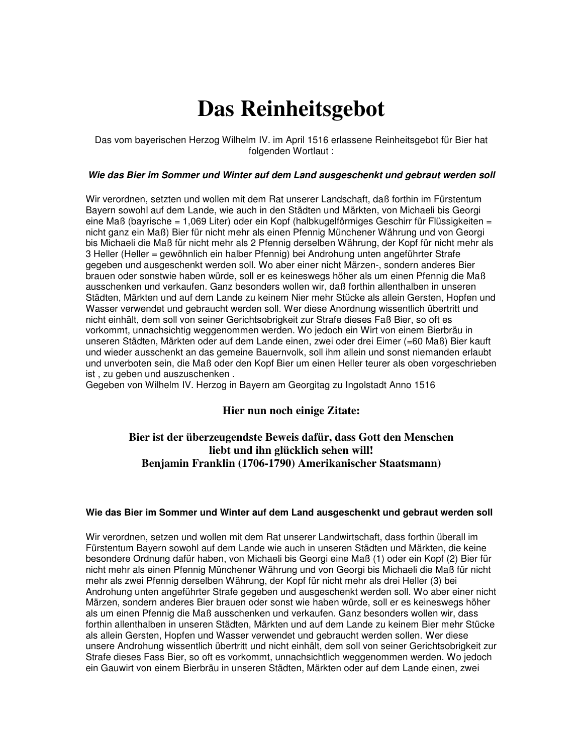# Das Reinheitsgebot

Das vom bayerischen Herzog Wilhelm IV. im April 1516 erlassene Reinheitsgebot für Bier hat folgenden Wortlaut :

***Wie das Bier im Sommer und Winter auf dem Land ausgeschenkt und gebraut werden soll***

Wir verordnen, setzten und wollen mit dem Rat unserer Landschaft, daß forthin im Fürstentum Bayern sowohl auf dem Lande, wie auch in den Städten und Märkten, von Michaeli bis Georgi eine Maß (bayrische = 1,069 Liter) oder ein Kopf (halbkugelförmiges Geschirr für Flüssigkeiten = nicht ganz ein Maß) Bier für nicht mehr als einen Pfennig Münchener Währung und von Georgi bis Michaeli die Maß für nicht mehr als 2 Pfennig derselben Währung, der Kopf für nicht mehr als 3 Heller (Heller = gewöhnlich ein halber Pfennig) bei Androhung unten angeführter Strafe gegeben und ausgeschenkt werden soll. Wo aber einer nicht Märzen-, sondern anderes Bier brauen oder sonstwie haben würde, soll er es keineswegs höher als um einen Pfennig die Maß ausschenken und verkaufen. Ganz besonders wollen wir, daß forthin allenthalben in unseren Städten, Märkten und auf dem Lande zu keinem Nier mehr Stücke als allein Gersten, Hopfen und Wasser verwendet und gebraucht werden soll. Wer diese Anordnung wissentlich übertritt und nicht einhält, dem soll von seiner Gerichtsobrigkeit zur Strafe dieses Faß Bier, so oft es vorkommt, unnachsichtig weggenommen werden. Wo jedoch ein Wirt von einem Bierbräu in unseren Städten, Märkten oder auf dem Lande einen, zwei oder drei Eimer (=60 Maß) Bier kauft und wieder ausschenkt an das gemeine Bauernvolk, soll ihm allein und sonst niemanden erlaubt und unverboten sein, die Maß oder den Kopf Bier um einen Heller teurer als oben vorgeschrieben ist , zu geben und auszuschenken .
Gegeben von Wilhelm IV. Herzog in Bayern am Georgitag zu Ingolstadt Anno 1516

**Hier nun noch einige Zitate:**

**Bier ist der überzeugendste Beweis dafür, dass Gott den Menschen liebt und ihn glücklich sehen will!**
**Benjamin Franklin (1706-1790) Amerikanischer Staatsmann)**

**Wie das Bier im Sommer und Winter auf dem Land ausgeschenkt und gebraut werden soll**

Wir verordnen, setzen und wollen mit dem Rat unserer Landwirtschaft, dass forthin überall im Fürstentum Bayern sowohl auf dem Lande wie auch in unseren Städten und Märkten, die keine besondere Ordnung dafür haben, von Michaeli bis Georgi eine Maß (1) oder ein Kopf (2) Bier für nicht mehr als einen Pfennig Münchener Währung und von Georgi bis Michaeli die Maß für nicht mehr als zwei Pfennig derselben Währung, der Kopf für nicht mehr als drei Heller (3) bei Androhung unten angeführter Strafe gegeben und ausgeschenkt werden soll. Wo aber einer nicht Märzen, sondern anderes Bier brauen oder sonst wie haben würde, soll er es keineswegs höher als um einen Pfennig die Maß ausschenken und verkaufen. Ganz besonders wollen wir, dass forthin allenthalben in unseren Städten, Märkten und auf dem Lande zu keinem Bier mehr Stücke als allein Gersten, Hopfen und Wasser verwendet und gebraucht werden sollen. Wer diese unsere Androhung wissentlich übertritt und nicht einhält, dem soll von seiner Gerichtsobrigkeit zur Strafe dieses Fass Bier, so oft es vorkommt, unnachsichtlich weggenommen werden. Wo jedoch ein Gauwirt von einem Bierbräu in unseren Städten, Märkten oder auf dem Lande einen, zwei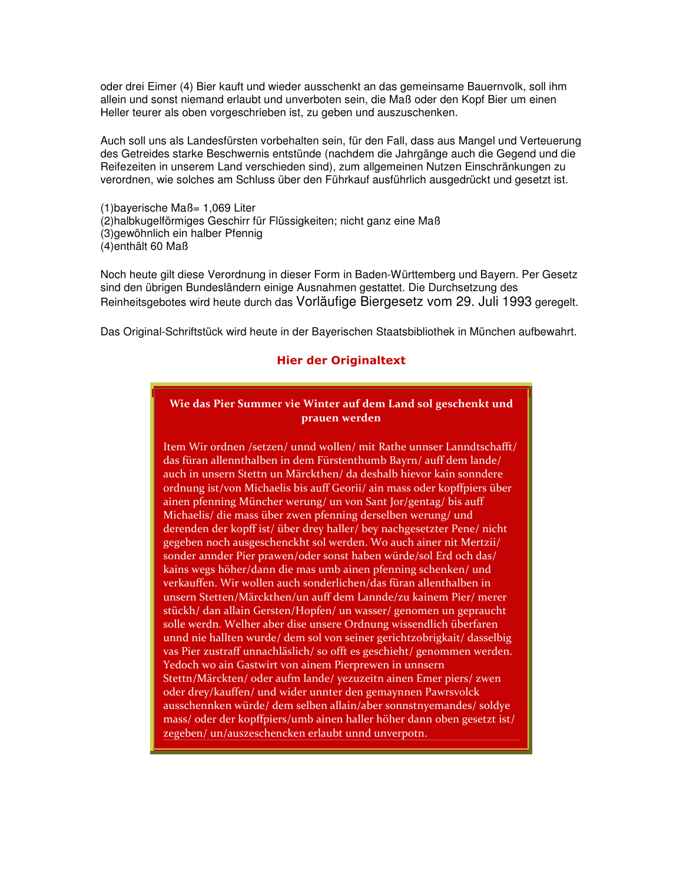oder drei Eimer (4) Bier kauft und wieder ausschenkt an das gemeinsame Bauernvolk, soll ihm allein und sonst niemand erlaubt und unverboten sein, die Maß oder den Kopf Bier um einen Heller teurer als oben vorgeschrieben ist, zu geben und auszuschenken.

Auch soll uns als Landesfürsten vorbehalten sein, für den Fall, dass aus Mangel und Verteuerung des Getreides starke Beschwernis entstünde (nachdem die Jahrgänge auch die Gegend und die Reifezeiten in unserem Land verschieden sind), zum allgemeinen Nutzen Einschränkungen zu verordnen, wie solches am Schluss über den Führkauf ausführlich ausgedrückt und gesetzt ist.

(1)bayerische Maß= 1,069 Liter
(2)halbkugelförmiges Geschirr für Flüssigkeiten; nicht ganz eine Maß
(3)gewöhnlich ein halber Pfennig
(4)enthält 60 Maß

Noch heute gilt diese Verordnung in dieser Form in Baden-Württemberg und Bayern. Per Gesetz sind den übrigen Bundesländern einige Ausnahmen gestattet. Die Durchsetzung des Reinheitsgebotes wird heute durch das Vorläufige Biergesetz vom 29. Juli 1993 geregelt.

Das Original-Schriftstück wird heute in der Bayerischen Staatsbibliothek in München aufbewahrt.

## Hier der Originaltext

**Wie das Pier Summer vie Winter auf dem Land sol geschenkt und prauen werden**

Item Wir ordnen /setzen/ unnd wollen/ mit Rathe unnser Lanndtschafft/ das füran allennthalben in dem Fürstenthumb Bayrn/ auff dem lande/ auch in unsern Stettn un Märckthen/ da deshalb hievor kain sonndere ordnung ist/von Michaelis bis auff Georii/ ain mass oder kopffpiers über ainen pfenning Müncher werung/ un von Sant Jor/gentag/ bis auff Michaelis/ die mass über zwen pfenning derselben werung/ und derenden der kopff ist/ über drey haller/ bey nachgesetzter Pene/ nicht gegeben noch ausgeschenckht sol werden. Wo auch ainer nit Mertzii/ sonder annder Pier prawen/oder sonst haben würde/sol Erd och das/ kains wegs höher/dann die mas umb ainen pfenning schenken/ und verkauffen. Wir wollen auch sonderlichen/das füran allenthalben in unsern Stetten/Märckthen/un auff dem Lannde/zu kainem Pier/ merer stückh/ dan allain Gersten/Hopfen/ un wasser/ genomen un gepraucht solle werdn. Welher aber dise unsere Ordnung wissendlich überfaren unnd nie hallten wurde/ dem sol von seiner gerichtzobrigkait/ dasselbig vas Pier zustraff unnachläslich/ so offt es geschieht/ genommen werden. Yedoch wo ain Gastwirt von ainem Pierprewen in unnsern Stettn/Märckten/ oder aufm lande/ yezuzeitn ainen Emer piers/ zwen oder drey/kauffen/ und wider unnter den gemaynnen Pawrsvolck ausschennken würde/ dem selben allain/aber sonnstnyemandes/ soldye mass/ oder der kopffpiers/umb ainen haller höher dann oben gesetzt ist/ zegeben/ un/auszeschencken erlaubt unnd unverpotn.